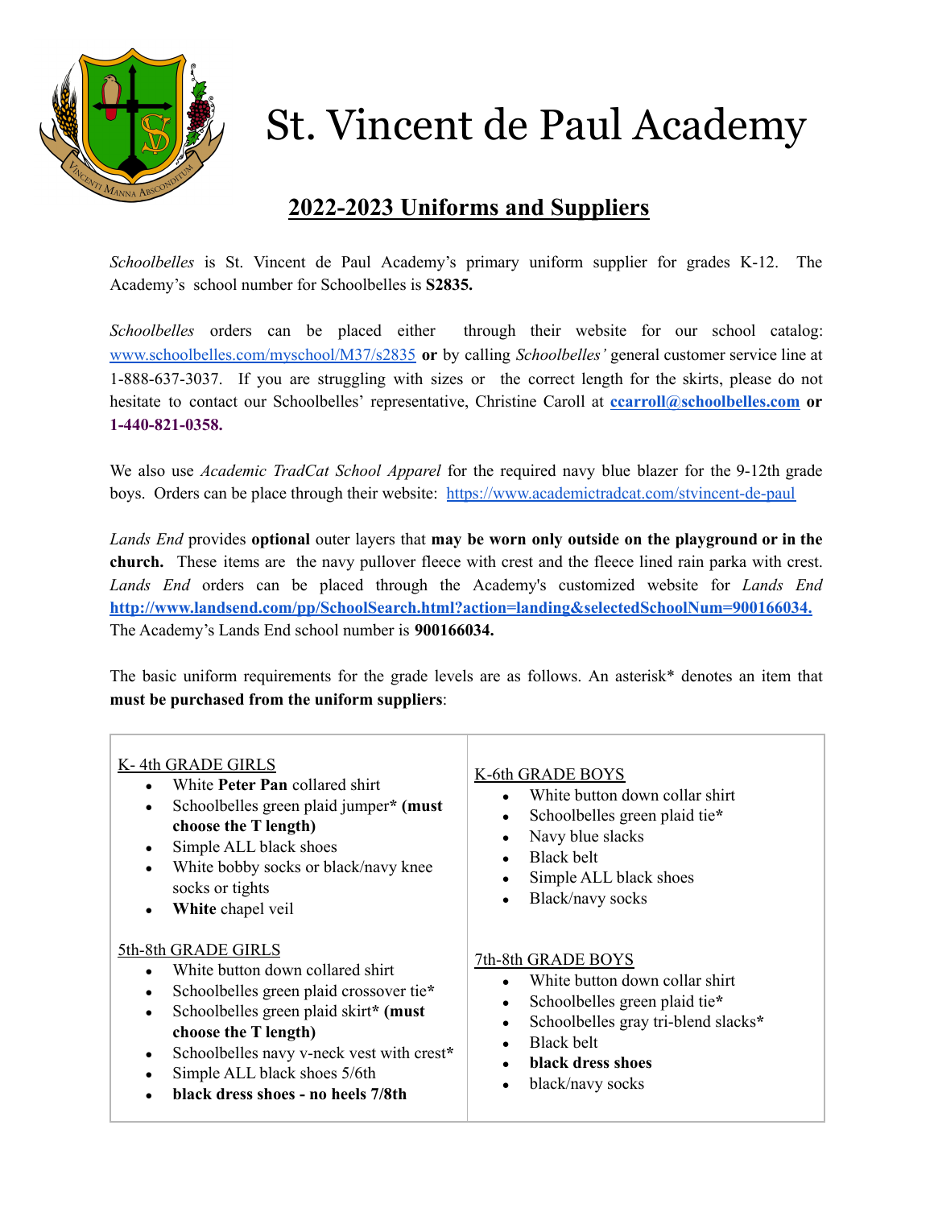# St. Vincent de Paul Academy

## 2022-2023 Uniforms and Suppliers

*Schoolbelles* is St. Vincent de Paul Academy's primary uniform supplier for grades K-12. The Academy's school number for Schoolbelles is **S2835.**

*Schoolbelles* orders can be placed either through their website for our school catalog: [www.schoolbelles.com/myschool/M37/s2835](www.schoolbelles.com/myschool/M37/s2835) **or** by calling *Schoolbelles'* general customer service line at 1-888-637-3037. If you are struggling with sizes or the correct length for the skirts, please do not hesitate to contact our Schoolbelles' representative, Christine Caroll at **ccarroll@schoolbelles.com or 1-440-821-0358.**

We also use *Academic TradCat School Apparel* for the required navy blue blazer for the 9-12th grade boys. Orders can be place through their website: [https://www.academictradcat.com/stvincent-de-paul](https://www.academictradcat.com/stvincent-de-paul)

*Lands End* provides **optional** outer layers that **may be worn only outside on the playground or in the church.** These items are the navy pullover fleece with crest and the fleece lined rain parka with crest. *Lands End* orders can be placed through the Academy's customized website for *Lands End* **http://www.landsend.com/pp/SchoolSearch.html?action=landing&selectedSchoolNum=900166034.** The Academy's Lands End school number is **900166034.**

The basic uniform requirements for the grade levels are as follows. An asterisk* denotes an item that **must be purchased from the uniform suppliers**:

K- 4th GRADE GIRLS
- White **Peter Pan** collared shirt
- Schoolbelles green plaid jumper* **(must choose the T length)**
- Simple ALL black shoes
- White bobby socks or black/navy knee socks or tights
- **White** chapel veil

5th-8th GRADE GIRLS
- White button down collared shirt
- Schoolbelles green plaid crossover tie*
- Schoolbelles green plaid skirt* **(must choose the T length)**
- Schoolbelles navy v-neck vest with crest*
- Simple ALL black shoes 5/6th
- **black dress shoes - no heels 7/8th**

K-6th GRADE BOYS
- White button down collar shirt
- Schoolbelles green plaid tie*
- Navy blue slacks
- Black belt
- Simple ALL black shoes
- Black/navy socks

7th-8th GRADE BOYS
- White button down collar shirt
- Schoolbelles green plaid tie*
- Schoolbelles gray tri-blend slacks*
- Black belt
- **black dress shoes**
- black/navy socks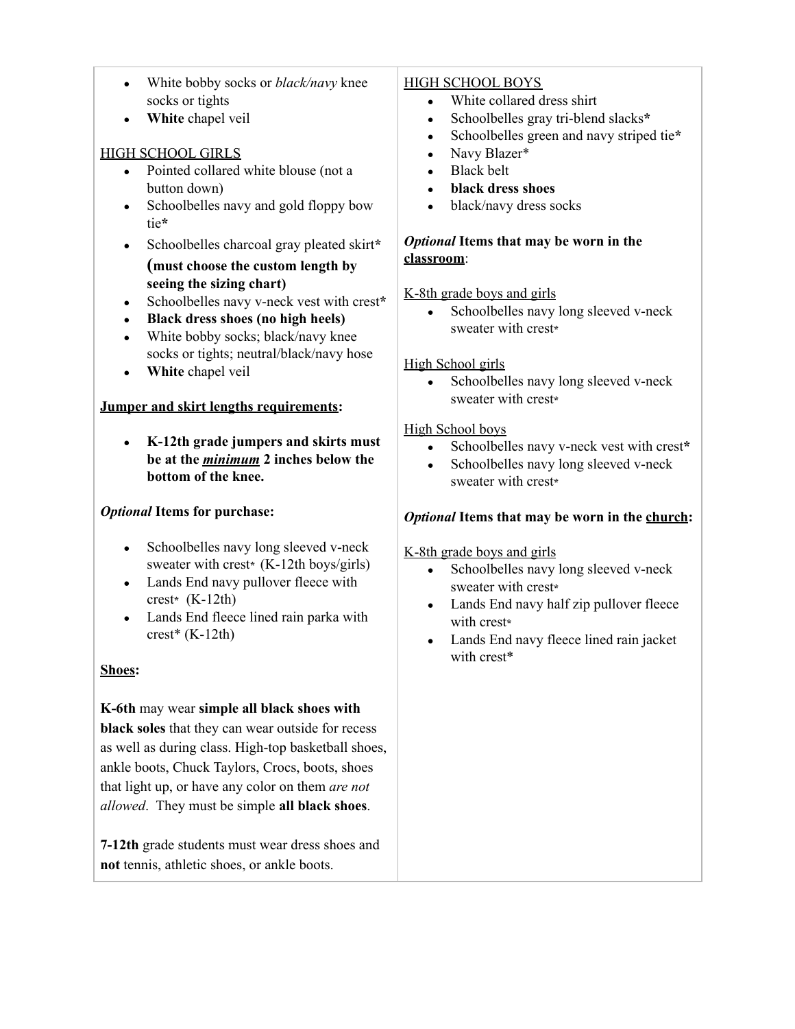- White bobby socks or *black/navy* knee socks or tights
- **White** chapel veil

HIGH SCHOOL GIRLS

- Pointed collared white blouse (not a button down)
- Schoolbelles navy and gold floppy bow tie**\***
- Schoolbelles charcoal gray pleated skirt**\*** **(must choose the custom length by seeing the sizing chart)**
- Schoolbelles navy v-neck vest with crest**\***
- **Black dress shoes (no high heels)**
- White bobby socks; black/navy knee socks or tights; neutral/black/navy hose
- **White** chapel veil

**Jumper and skirt lengths requirements:**

- **K-12th grade jumpers and skirts must be at the *minimum* 2 inches below the bottom of the knee.**

***Optional* Items for purchase:**

- Schoolbelles navy long sleeved v-neck sweater with crest* (K-12th boys/girls)
- Lands End navy pullover fleece with crest* (K-12th)
- Lands End fleece lined rain parka with crest* (K-12th)

**Shoes:**

**K-6th** may wear **simple all black shoes with black soles** that they can wear outside for recess as well as during class. High-top basketball shoes, ankle boots, Chuck Taylors, Crocs, boots, shoes that light up, or have any color on them *are not allowed*. They must be simple **all black shoes**.

**7-12th** grade students must wear dress shoes and **not** tennis, athletic shoes, or ankle boots.

HIGH SCHOOL BOYS

- White collared dress shirt
- Schoolbelles gray tri-blend slacks**\***
- Schoolbelles green and navy striped tie**\***
- Navy Blazer*
- Black belt
- **black dress shoes**
- black/navy dress socks

***Optional* Items that may be worn in the classroom:**

K-8th grade boys and girls

- Schoolbelles navy long sleeved v-neck sweater with crest*

High School girls

- Schoolbelles navy long sleeved v-neck sweater with crest*

High School boys

- Schoolbelles navy v-neck vest with crest**\***
- Schoolbelles navy long sleeved v-neck sweater with crest*

***Optional* Items that may be worn in the church:**

K-8th grade boys and girls

- Schoolbelles navy long sleeved v-neck sweater with crest*
- Lands End navy half zip pullover fleece with crest*
- Lands End navy fleece lined rain jacket with crest*